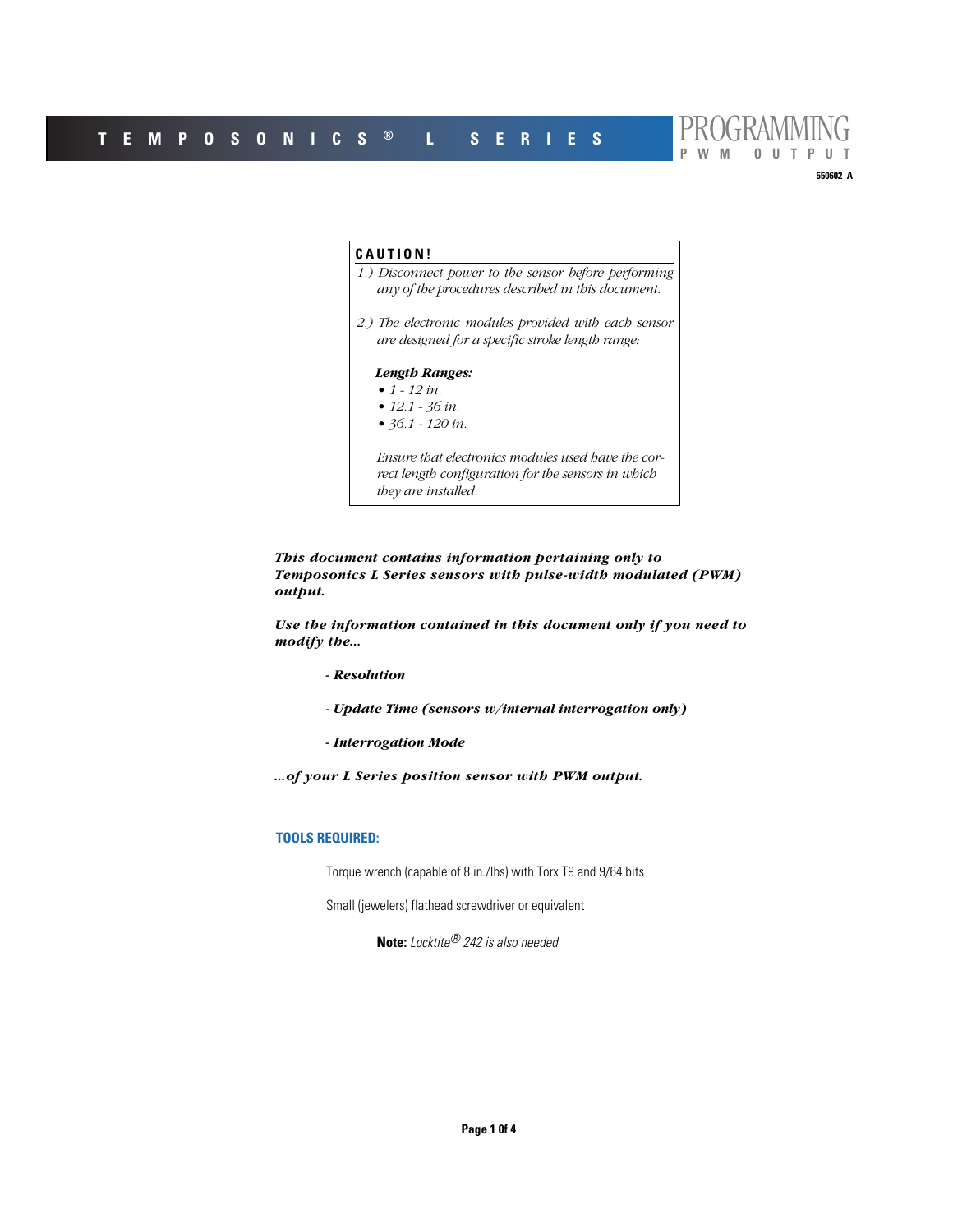# TEMPOSONICS® L SERIES

## PROGRAMMING PWM OUTPUT

550602 A

**CAUTION!**

*1.) Disconnect power to the sensor before performing any of the procedures described in this document.*

*2.) The electronic modules provided with each sensor are designed for a specific stroke length range:*

***Length Ranges:***

- *1 - 12 in.*
- *12.1 - 36 in.*
- *36.1 - 120 in.*

*Ensure that electronics modules used have the correct length configuration for the sensors in which they are installed.*

***This document contains information pertaining only to Temposonics L Series sensors with pulse-width modulated (PWM) output.***

***Use the information contained in this document only if you need to modify the...***

***- Resolution***

***- Update Time (sensors w/internal interrogation only)***

***- Interrogation Mode***

***...of your L Series position sensor with PWM output.***

### TOOLS REQUIRED:

Torque wrench (capable of 8 in./lbs) with Torx T9 and 9/64 bits

Small (jewelers) flathead screwdriver or equivalent

**Note:** *Locktite® 242 is also needed*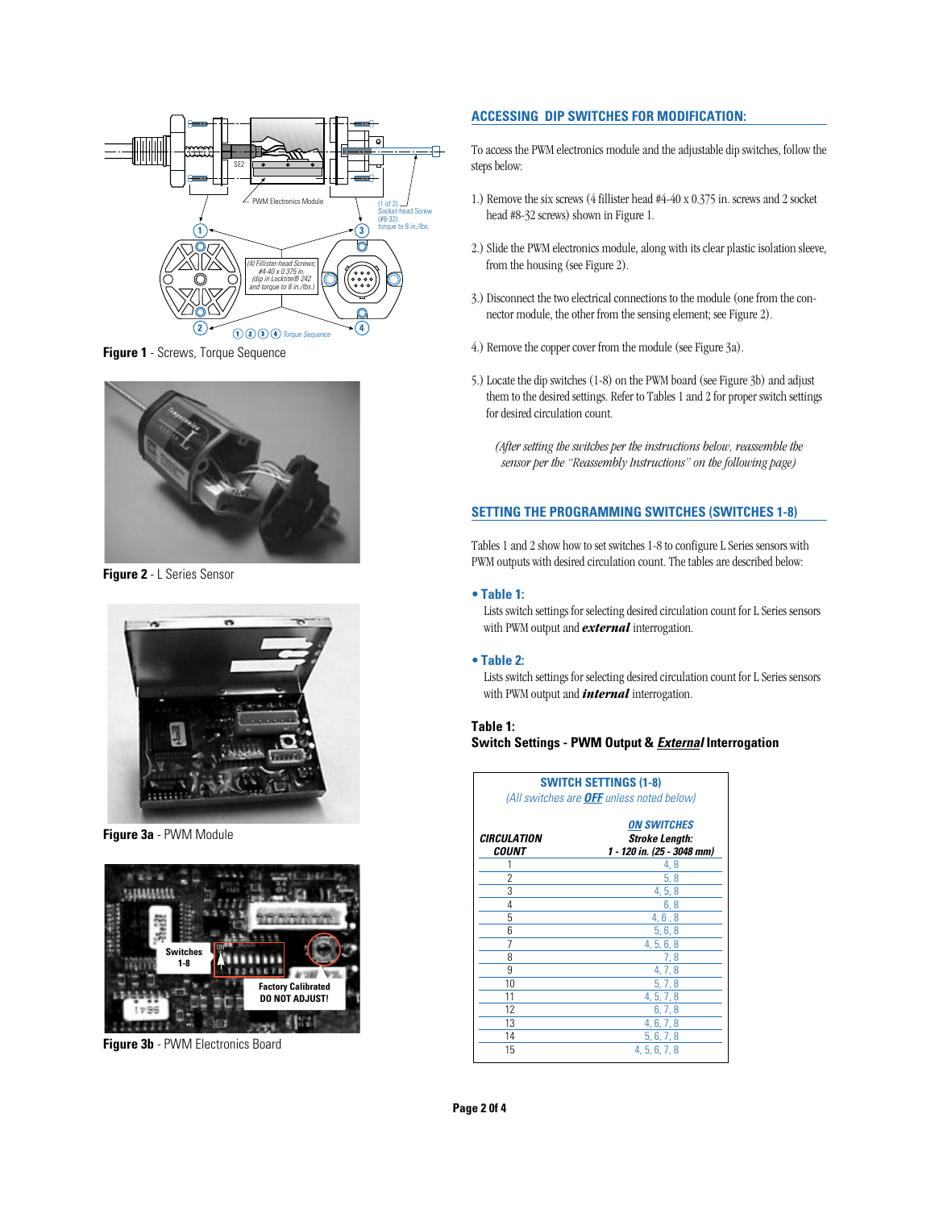Figure 1 - Screws, Torque Sequence

Figure 2 - L Series Sensor

Figure 3a - PWM Module

Figure 3b - PWM Electronics Board

## ACCESSING DIP SWITCHES FOR MODIFICATION:

To access the PWM electronics module and the adjustable dip switches, follow the steps below:

1.) Remove the six screws (4 fillister head #4-40 x 0.375 in. screws and 2 socket head #8-32 screws) shown in Figure 1.

2.) Slide the PWM electronics module, along with its clear plastic isolation sleeve, from the housing (see Figure 2).

3.) Disconnect the two electrical connections to the module (one from the connector module, the other from the sensing element; see Figure 2).

4.) Remove the copper cover from the module (see Figure 3a).

5.) Locate the dip switches (1-8) on the PWM board (see Figure 3b) and adjust them to the desired settings. Refer to Tables 1 and 2 for proper switch settings for desired circulation count.

*(After setting the switches per the instructions below, reassemble the sensor per the "Reassembly Instructions" on the following page)*

## SETTING THE PROGRAMMING SWITCHES (SWITCHES 1-8)

Tables 1 and 2 show how to set switches 1-8 to configure L Series sensors with PWM outputs with desired circulation count. The tables are described below:

- **Table 1:**
  Lists switch settings for selecting desired circulation count for L Series sensors with PWM output and ***external*** interrogation.

- **Table 2:**
  Lists switch settings for selecting desired circulation count for L Series sensors with PWM output and ***internal*** interrogation.

**Table 1:**
**Switch Settings - PWM Output & *External* Interrogation**

SWITCH SETTINGS (1-8)
*(All switches are **OFF** unless noted below)*

| CIRCULATION COUNT | ON SWITCHES Stroke Length: 1 - 120 in. (25 - 3048 mm) |
|---|---|
| 1 | 4, 8 |
| 2 | 5, 8 |
| 3 | 4, 5, 8 |
| 4 | 6, 8 |
| 5 | 4, 6, 8 |
| 6 | 5, 6, 8 |
| 7 | 4, 5, 6, 8 |
| 8 | 7, 8 |
| 9 | 4, 7, 8 |
| 10 | 5, 7, 8 |
| 11 | 4, 5, 7, 8 |
| 12 | 6, 7, 8 |
| 13 | 4, 6, 7, 8 |
| 14 | 5, 6, 7, 8 |
| 15 | 4, 5, 6, 7, 8 |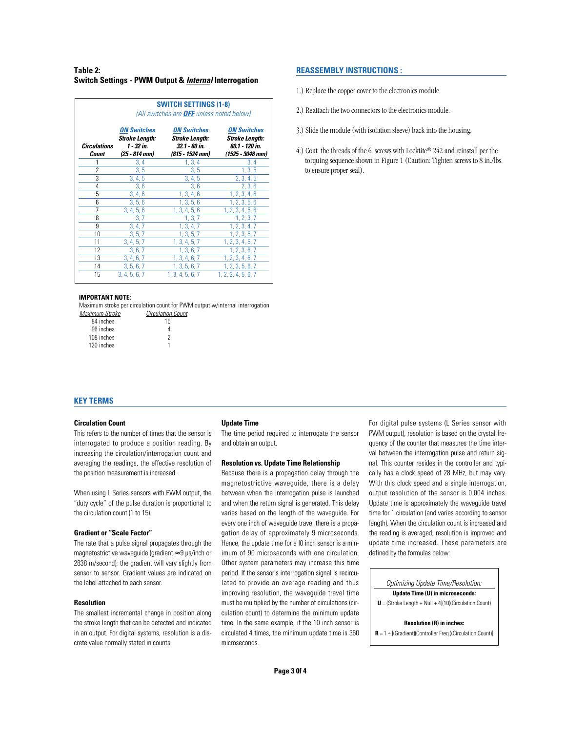## Table 2: Switch Settings - PWM Output & *Internal* Interrogation

| | SWITCH SETTINGS (1-8) (All switches are **OFF** unless noted below) | | |
|---|---|---|---|
| ***Circulations Count*** | ***ON Switches Stroke Length: 1 - 32 in. (25 - 814 mm)*** | ***ON Switches Stroke Length: 32.1 - 60 in. (815 - 1524 mm)*** | ***ON Switches Stroke Length: 60.1 - 120 in. (1525 - 3048 mm)*** |
| 1 | 3, 4 | 1, 3, 4 | 3, 4 |
| 2 | 3, 5 | 3, 5 | 1, 3, 5 |
| 3 | 3, 4, 5 | 3, 4, 5 | 2, 3, 4, 5 |
| 4 | 3, 6 | 3, 6 | 2, 3, 6 |
| 5 | 3, 4, 6 | 1, 3, 4, 6 | 1, 2, 3, 4, 6 |
| 6 | 3, 5, 6 | 1, 3, 5, 6 | 1, 2, 3, 5, 6 |
| 7 | 3, 4, 5, 6 | 1, 3, 4, 5, 6 | 1, 2, 3, 4, 5, 6 |
| 8 | 3, 7 | 1, 3, 7 | 1, 2, 3, 7 |
| 9 | 3, 4, 7 | 1, 3, 4, 7 | 1, 2, 3, 4, 7 |
| 10 | 3, 5, 7 | 1, 3, 5, 7 | 1, 2, 3, 5, 7 |
| 11 | 3, 4, 5, 7 | 1, 3, 4, 5, 7 | 1, 2, 3, 4, 5, 7 |
| 12 | 3, 6, 7 | 1, 3, 6, 7 | 1, 2, 3, 6, 7 |
| 13 | 3, 4, 6, 7 | 1, 3, 4, 6, 7 | 1, 2, 3, 4, 6, 7 |
| 14 | 3, 5, 6, 7 | 1, 3, 5, 6, 7 | 1, 2, 3, 5, 6, 7 |
| 15 | 3, 4, 5, 6, 7 | 1, 3, 4, 5, 6, 7 | 1, 2, 3, 4, 5, 6, 7 |

**IMPORTANT NOTE:**

Maximum stroke per circulation count for PWM output w/internal interrogation

| *Maximum Stroke* | *Circulation Count* |
|---|---|
| 84 inches | 15 |
| 96 inches | 4 |
| 108 inches | 2 |
| 120 inches | 1 |

## REASSEMBLY INSTRUCTIONS :

1.) Replace the copper cover to the electronics module.

2.) Reattach the two connectors to the electronics module.

3.) Slide the module (with isolation sleeve) back into the housing.

4.) Coat the threads of the 6 screws with Locktite® 242 and reinstall per the torquing sequence shown in Figure 1 (Caution: Tighten screws to 8 in./lbs. to ensure proper seal).

## KEY TERMS

### Circulation Count

This refers to the number of times that the sensor is interrogated to produce a position reading. By increasing the circulation/interrogation count and averaging the readings, the effective resolution of the position measurement is increased.

When using L Series sensors with PWM output, the "duty cycle" of the pulse duration is proportional to the circulation count (1 to 15).

### Gradient or "Scale Factor"

The rate that a pulse signal propagates through the magnetostrictive waveguide (gradient ≈9 µs/inch or 2838 m/second); the gradient will vary slightly from sensor to sensor. Gradient values are indicated on the label attached to each sensor.

### Resolution

The smallest incremental change in position along the stroke length that can be detected and indicated in an output. For digital systems, resolution is a discrete value normally stated in counts.

### Update Time

The time period required to interrogate the sensor and obtain an output.

### Resolution vs. Update Time Relationship

Because there is a propagation delay through the magnetostrictive waveguide, there is a delay between when the interrogation pulse is launched and when the return signal is generated. This delay varies based on the length of the waveguide. For every one inch of waveguide travel there is a propagation delay of approximately 9 microseconds. Hence, the update time for a l0 inch sensor is a minimum of 90 microseconds with one circulation. Other system parameters may increase this time period. If the sensor's interrogation signal is recirculated to provide an average reading and thus improving resolution, the waveguide travel time must be multiplied by the number of circulations (circulation count) to determine the minimum update time. In the same example, if the 10 inch sensor is circulated 4 times, the minimum update time is 360 microseconds.

For digital pulse systems (L Series sensor with PWM output), resolution is based on the crystal frequency of the counter that measures the time interval between the interrogation pulse and return signal. This counter resides in the controller and typically has a clock speed of 28 MHz, but may vary. With this clock speed and a single interrogation, output resolution of the sensor is 0.004 inches. Update time is approximately the waveguide travel time for 1 circulation (and varies according to sensor length). When the circulation count is increased and the reading is averaged, resolution is improved and update time increased. These parameters are defined by the formulas below:

*Optimizing Update Time/Resolution:*

**Update Time (U) in microseconds:**

$$U = (\text{Stroke Length} + \text{Null} + 4)(10)(\text{Circulation Count})$$

**Resolution (R) in inches:**

$$R = 1 \div [(\text{Gradient})(\text{Controller Freq.})(\text{Circulation Count})]$$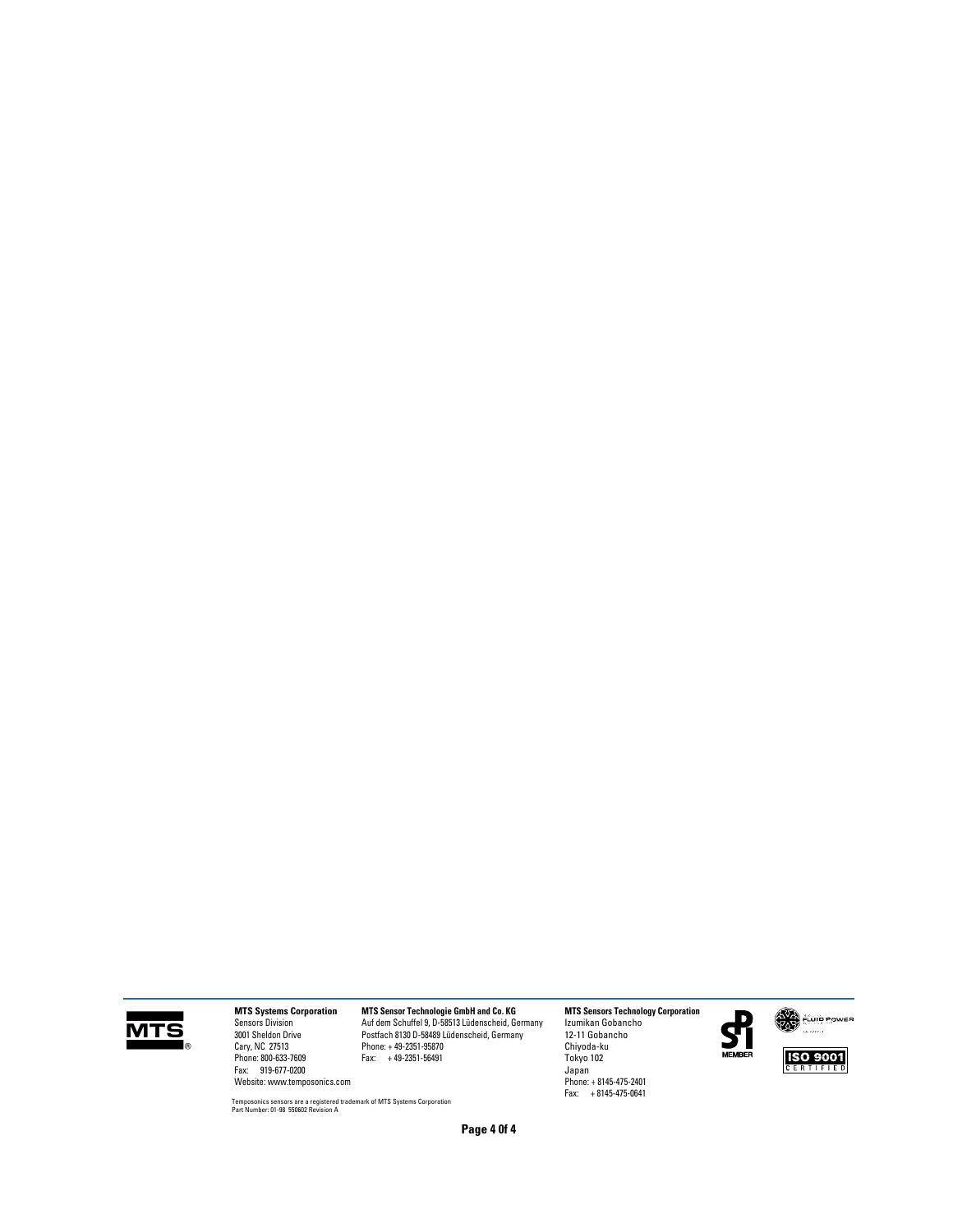**MTS Systems Corporation**
Sensors Division
3001 Sheldon Drive
Cary, NC 27513
Phone: 800-633-7609
Fax: 919-677-0200
Website: www.temposonics.com

**MTS Sensor Technologie GmbH and Co. KG**
Auf dem Schuffel 9, D-58513 Lüdenscheid, Germany
Postfach 8130 D-58489 Lüdenscheid, Germany
Phone: + 49-2351-95870
Fax: + 49-2351-56491

**MTS Sensors Technology Corporation**
Izumikan Gobancho
12-11 Gobancho
Chiyoda-ku
Tokyo 102
Japan
Phone: + 8145-475-2401
Fax: + 8145-475-0641

Temposonics sensors are a registered trademark of MTS Systems Corporation
Part Number: 01-98 550602 Revision A